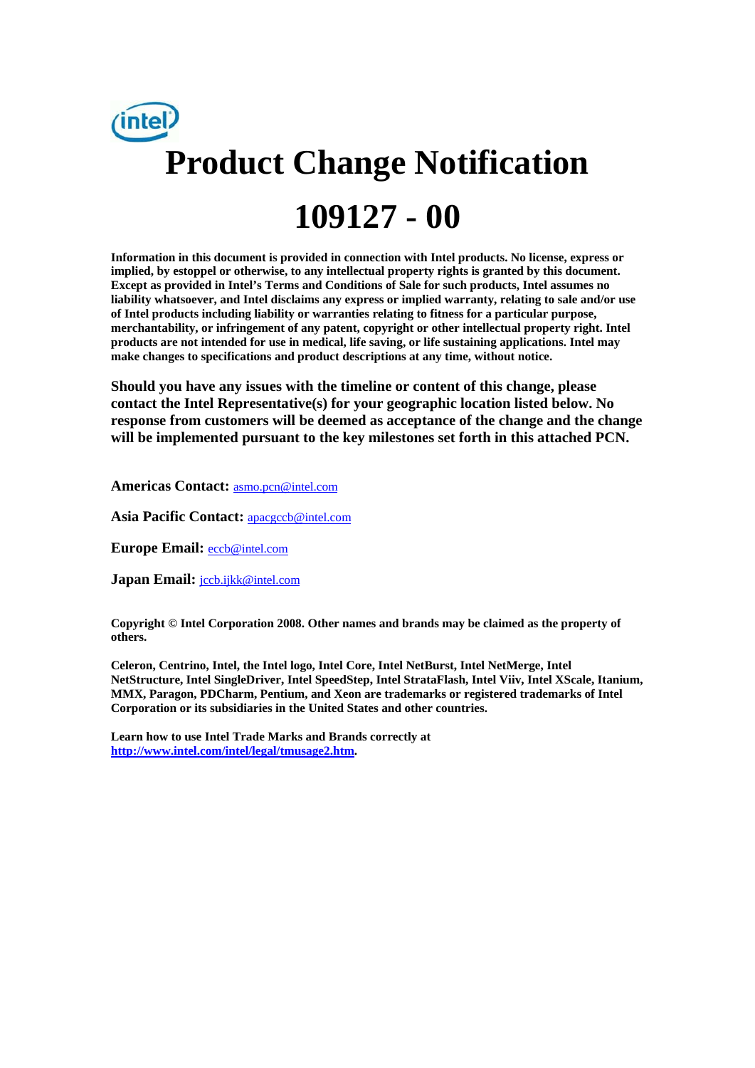# Product Change Notification

# 109127 - 00

**Information in this document is provided in connection with Intel products. No license, express or implied, by estoppel or otherwise, to any intellectual property rights is granted by this document. Except as provided in Intel's Terms and Conditions of Sale for such products, Intel assumes no liability whatsoever, and Intel disclaims any express or implied warranty, relating to sale and/or use of Intel products including liability or warranties relating to fitness for a particular purpose, merchantability, or infringement of any patent, copyright or other intellectual property right. Intel products are not intended for use in medical, life saving, or life sustaining applications. Intel may make changes to specifications and product descriptions at any time, without notice.**

**Should you have any issues with the timeline or content of this change, please contact the Intel Representative(s) for your geographic location listed below. No response from customers will be deemed as acceptance of the change and the change will be implemented pursuant to the key milestones set forth in this attached PCN.**

**Americas Contact:** asmo.pcn@intel.com

**Asia Pacific Contact:** apacgccb@intel.com

**Europe Email:** eccb@intel.com

**Japan Email:** jccb.ijkk@intel.com

**Copyright © Intel Corporation 2008. Other names and brands may be claimed as the property of others.**

**Celeron, Centrino, Intel, the Intel logo, Intel Core, Intel NetBurst, Intel NetMerge, Intel NetStructure, Intel SingleDriver, Intel SpeedStep, Intel StrataFlash, Intel Viiv, Intel XScale, Itanium, MMX, Paragon, PDCharm, Pentium, and Xeon are trademarks or registered trademarks of Intel Corporation or its subsidiaries in the United States and other countries.**

**Learn how to use Intel Trade Marks and Brands correctly at [http://www.intel.com/intel/legal/tmusage2.htm](http://www.intel.com/intel/legal/tmusage2.htm).**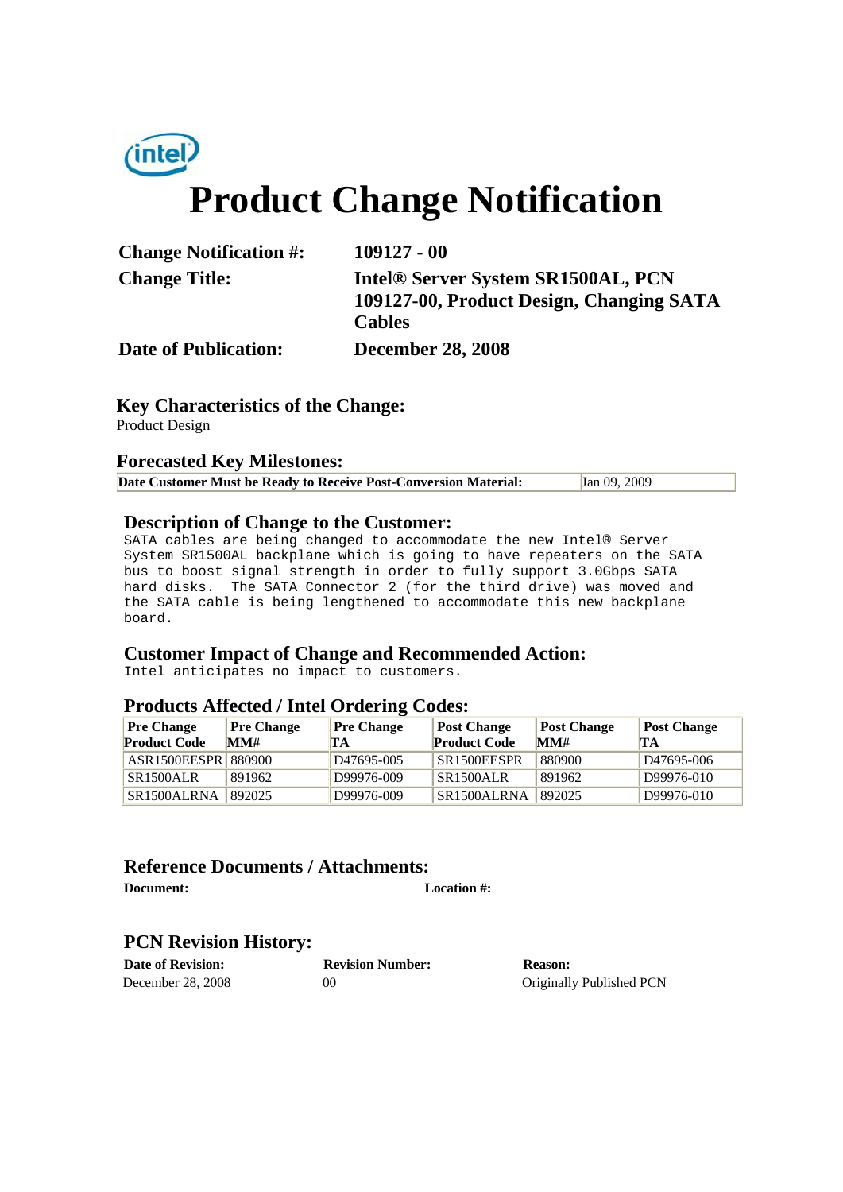# Product Change Notification

| | |
|---|---|
| **Change Notification #:** | **109127 - 00** |
| **Change Title:** | **Intel® Server System SR1500AL, PCN 109127-00, Product Design, Changing SATA Cables** |
| **Date of Publication:** | **December 28, 2008** |

## Key Characteristics of the Change:

Product Design

## Forecasted Key Milestones:

| | |
|---|---|
| **Date Customer Must be Ready to Receive Post-Conversion Material:** | Jan 09, 2009 |

## Description of Change to the Customer:

SATA cables are being changed to accommodate the new Intel® Server System SR1500AL backplane which is going to have repeaters on the SATA bus to boost signal strength in order to fully support 3.0Gbps SATA hard disks. The SATA Connector 2 (for the third drive) was moved and the SATA cable is being lengthened to accommodate this new backplane board.

## Customer Impact of Change and Recommended Action:

Intel anticipates no impact to customers.

## Products Affected / Intel Ordering Codes:

| Pre Change Product Code | Pre Change MM# | Pre Change TA | Post Change Product Code | Post Change MM# | Post Change TA |
|---|---|---|---|---|---|
| ASR1500EESPR | 880900 | D47695-005 | SR1500EESPR | 880900 | D47695-006 |
| SR1500ALR | 891962 | D99976-009 | SR1500ALR | 891962 | D99976-010 |
| SR1500ALRNA | 892025 | D99976-009 | SR1500ALRNA | 892025 | D99976-010 |

## Reference Documents / Attachments:

| **Document:** | **Location #:** |
|---|---|

## PCN Revision History:

| **Date of Revision:** | **Revision Number:** | **Reason:** |
|---|---|---|
| December 28, 2008 | 00 | Originally Published PCN |